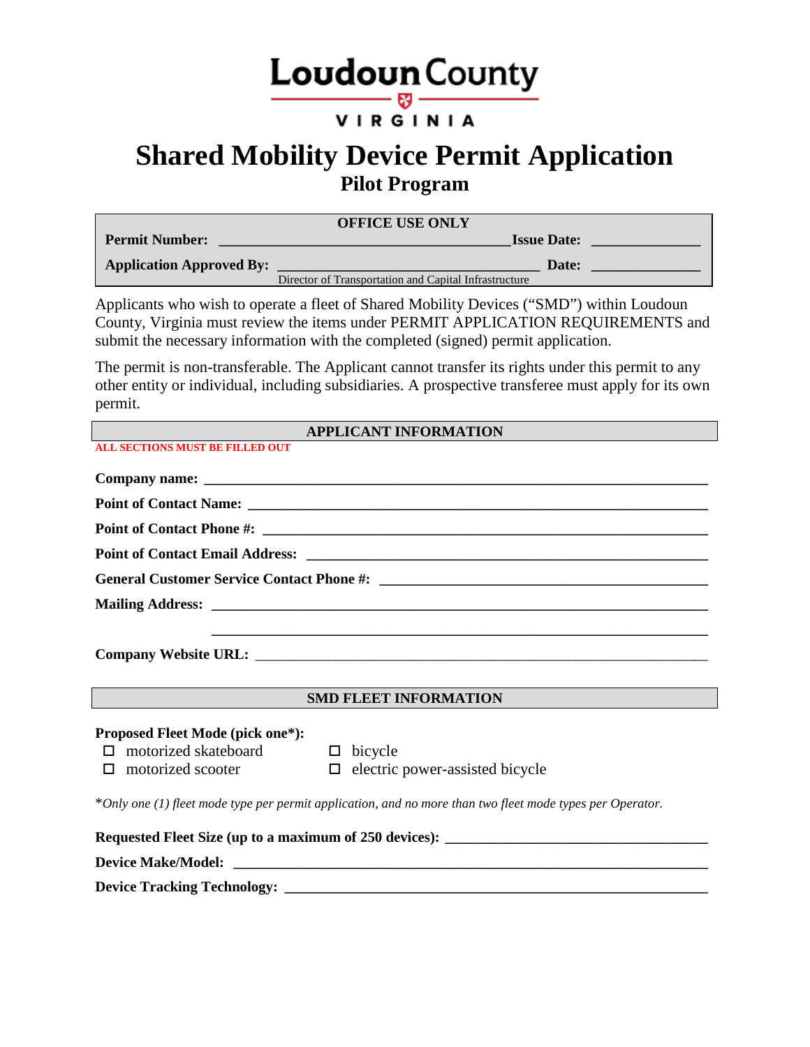# Loudoun County

VIRGINIA

# Shared Mobility Device Permit Application

## Pilot Program

**OFFICE USE ONLY**

**Permit Number:** ________________________________________ **Issue Date:** _______________

**Application Approved By:** ____________________________________ **Date:** _______________

Director of Transportation and Capital Infrastructure

Applicants who wish to operate a fleet of Shared Mobility Devices ("SMD") within Loudoun County, Virginia must review the items under PERMIT APPLICATION REQUIREMENTS and submit the necessary information with the completed (signed) permit application.

The permit is non-transferable. The Applicant cannot transfer its rights under this permit to any other entity or individual, including subsidiaries. A prospective transferee must apply for its own permit.

### APPLICANT INFORMATION

**ALL SECTIONS MUST BE FILLED OUT**

**Company name:** ___________________________________________________________________

**Point of Contact Name:** ____________________________________________________________

**Point of Contact Phone #:** __________________________________________________________

**Point of Contact Email Address:** ____________________________________________________

**General Customer Service Contact Phone #:** ___________________________________________

**Mailing Address:** _________________________________________________________________

_________________________________________________________________

**Company Website URL:** ____________________________________________________________

### SMD FLEET INFORMATION

**Proposed Fleet Mode (pick one*):**

- ☐ motorized skateboard
- ☐ motorized scooter
- ☐ bicycle
- ☐ electric power-assisted bicycle

*\*Only one (1) fleet mode type per permit application, and no more than two fleet mode types per Operator.*

**Requested Fleet Size (up to a maximum of 250 devices):** ___________________________________

**Device Make/Model:** _______________________________________________________________

**Device Tracking Technology:** _______________________________________________________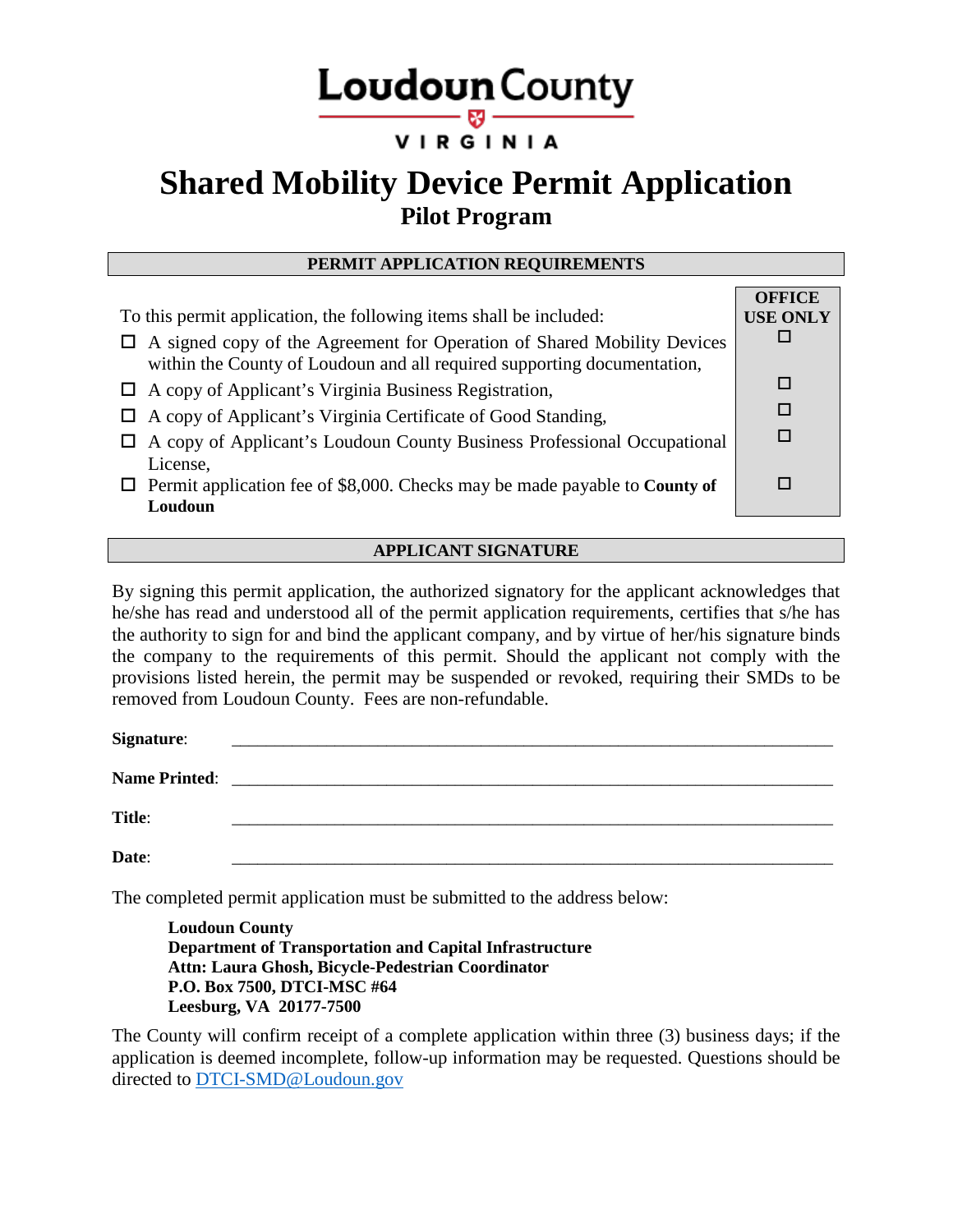Loudoun County

VIRGINIA

# Shared Mobility Device Permit Application

## Pilot Program

| PERMIT APPLICATION REQUIREMENTS | OFFICE USE ONLY |
|---|---|
| To this permit application, the following items shall be included: | |
| ☐ A signed copy of the Agreement for Operation of Shared Mobility Devices within the County of Loudoun and all required supporting documentation, | ☐ |
| ☐ A copy of Applicant's Virginia Business Registration, | ☐ |
| ☐ A copy of Applicant's Virginia Certificate of Good Standing, | ☐ |
| ☐ A copy of Applicant's Loudoun County Business Professional Occupational License, | ☐ |
| ☐ Permit application fee of $8,000. Checks may be made payable to **County of Loudoun** | ☐ |

### APPLICANT SIGNATURE

By signing this permit application, the authorized signatory for the applicant acknowledges that he/she has read and understood all of the permit application requirements, certifies that s/he has the authority to sign for and bind the applicant company, and by virtue of her/his signature binds the company to the requirements of this permit. Should the applicant not comply with the provisions listed herein, the permit may be suspended or revoked, requiring their SMDs to be removed from Loudoun County. Fees are non-refundable.

**Signature**: ______________________________________________________________

**Name Printed**: ______________________________________________________________

**Title**: ______________________________________________________________

**Date**: ______________________________________________________________

The completed permit application must be submitted to the address below:

**Loudoun County**
**Department of Transportation and Capital Infrastructure**
**Attn: Laura Ghosh, Bicycle-Pedestrian Coordinator**
**P.O. Box 7500, DTCI-MSC #64**
**Leesburg, VA 20177-7500**

The County will confirm receipt of a complete application within three (3) business days; if the application is deemed incomplete, follow-up information may be requested. Questions should be directed to DTCI-SMD@Loudoun.gov